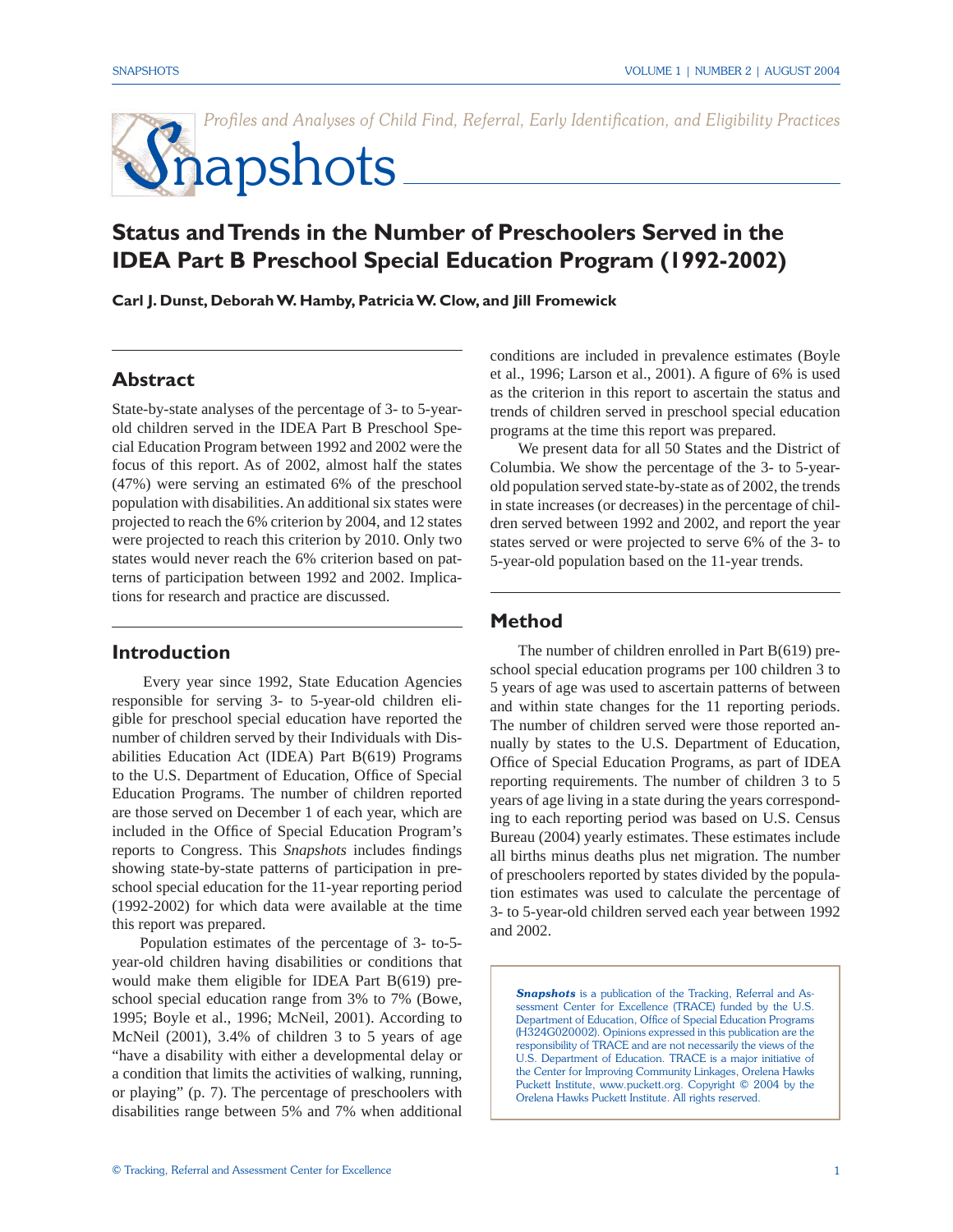*Profiles and Analyses of Child Find, Referral, Early Identification, and Eligibility Practices*

# Snapshots

## Status and Trends in the Number of Preschoolers Served in the IDEA Part B Preschool Special Education Program (1992-2002)

**Carl J. Dunst, Deborah W. Hamby, Patricia W. Clow, and Jill Fromewick**

### Abstract

State-by-state analyses of the percentage of 3- to 5-year-old children served in the IDEA Part B Preschool Special Education Program between 1992 and 2002 were the focus of this report. As of 2002, almost half the states (47%) were serving an estimated 6% of the preschool population with disabilities. An additional six states were projected to reach the 6% criterion by 2004, and 12 states were projected to reach this criterion by 2010. Only two states would never reach the 6% criterion based on patterns of participation between 1992 and 2002. Implications for research and practice are discussed.

### Introduction

Every year since 1992, State Education Agencies responsible for serving 3- to 5-year-old children eligible for preschool special education have reported the number of children served by their Individuals with Disabilities Education Act (IDEA) Part B(619) Programs to the U.S. Department of Education, Office of Special Education Programs. The number of children reported are those served on December 1 of each year, which are included in the Office of Special Education Program's reports to Congress. This *Snapshots* includes findings showing state-by-state patterns of participation in preschool special education for the 11-year reporting period (1992-2002) for which data were available at the time this report was prepared.

Population estimates of the percentage of 3- to-5-year-old children having disabilities or conditions that would make them eligible for IDEA Part B(619) preschool special education range from 3% to 7% (Bowe, 1995; Boyle et al., 1996; McNeil, 2001). According to McNeil (2001), 3.4% of children 3 to 5 years of age "have a disability with either a developmental delay or a condition that limits the activities of walking, running, or playing" (p. 7). The percentage of preschoolers with disabilities range between 5% and 7% when additional conditions are included in prevalence estimates (Boyle et al., 1996; Larson et al., 2001). A figure of 6% is used as the criterion in this report to ascertain the status and trends of children served in preschool special education programs at the time this report was prepared.

We present data for all 50 States and the District of Columbia. We show the percentage of the 3- to 5-year-old population served state-by-state as of 2002, the trends in state increases (or decreases) in the percentage of children served between 1992 and 2002, and report the year states served or were projected to serve 6% of the 3- to 5-year-old population based on the 11-year trends.

### Method

The number of children enrolled in Part B(619) preschool special education programs per 100 children 3 to 5 years of age was used to ascertain patterns of between and within state changes for the 11 reporting periods. The number of children served were those reported annually by states to the U.S. Department of Education, Office of Special Education Programs, as part of IDEA reporting requirements. The number of children 3 to 5 years of age living in a state during the years corresponding to each reporting period was based on U.S. Census Bureau (2004) yearly estimates. These estimates include all births minus deaths plus net migration. The number of preschoolers reported by states divided by the population estimates was used to calculate the percentage of 3- to 5-year-old children served each year between 1992 and 2002.

***Snapshots*** is a publication of the Tracking, Referral and Assessment Center for Excellence (TRACE) funded by the U.S. Department of Education, Office of Special Education Programs (H324G020002). Opinions expressed in this publication are the responsibility of TRACE and are not necessarily the views of the U.S. Department of Education. TRACE is a major initiative of the Center for Improving Community Linkages, Orelena Hawks Puckett Institute, www.puckett.org. Copyright © 2004 by the Orelena Hawks Puckett Institute. All rights reserved.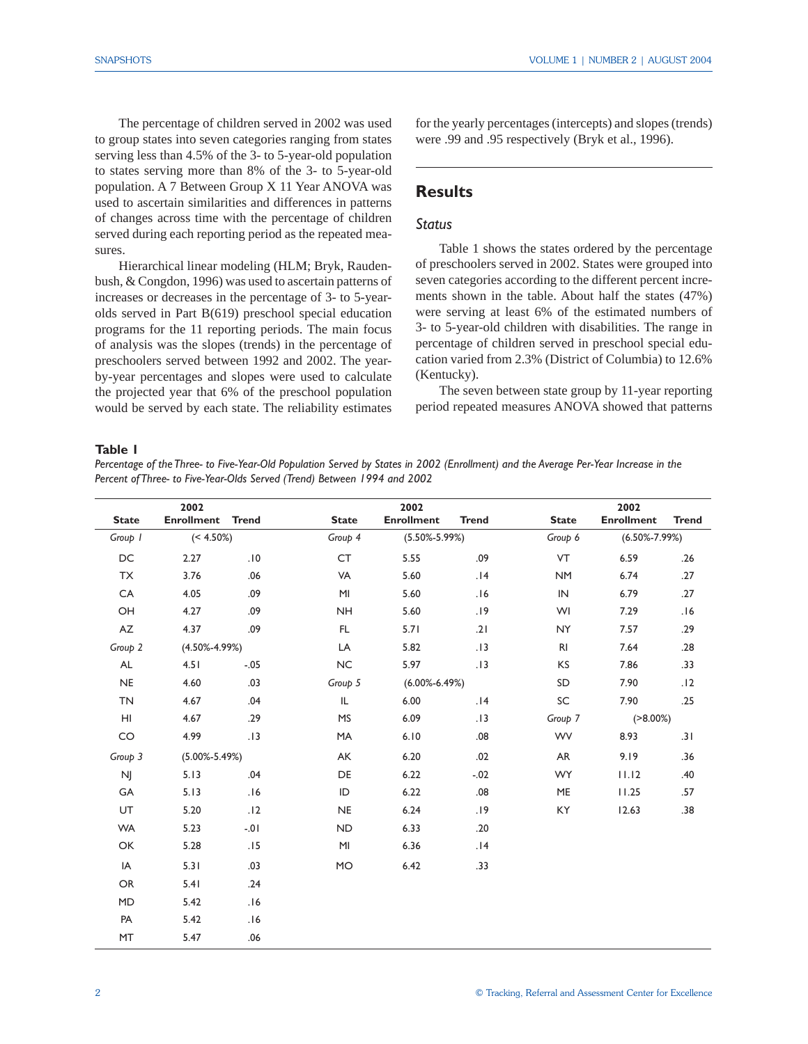The percentage of children served in 2002 was used to group states into seven categories ranging from states serving less than 4.5% of the 3- to 5-year-old population to states serving more than 8% of the 3- to 5-year-old population. A 7 Between Group X 11 Year ANOVA was used to ascertain similarities and differences in patterns of changes across time with the percentage of children served during each reporting period as the repeated measures.

Hierarchical linear modeling (HLM; Bryk, Raudenbush, & Congdon, 1996) was used to ascertain patterns of increases or decreases in the percentage of 3- to 5-year-olds served in Part B(619) preschool special education programs for the 11 reporting periods. The main focus of analysis was the slopes (trends) in the percentage of preschoolers served between 1992 and 2002. The year-by-year percentages and slopes were used to calculate the projected year that 6% of the preschool population would be served by each state. The reliability estimates for the yearly percentages (intercepts) and slopes (trends) were .99 and .95 respectively (Bryk et al., 1996).

## Results

### *Status*

Table 1 shows the states ordered by the percentage of preschoolers served in 2002. States were grouped into seven categories according to the different percent increments shown in the table. About half the states (47%) were serving at least 6% of the estimated numbers of 3- to 5-year-old children with disabilities. The range in percentage of children served in preschool special education varied from 2.3% (District of Columbia) to 12.6% (Kentucky).

The seven between state group by 11-year reporting period repeated measures ANOVA showed that patterns

**Table 1**

*Percentage of the Three- to Five-Year-Old Population Served by States in 2002 (Enrollment) and the Average Per-Year Increase in the Percent of Three- to Five-Year-Olds Served (Trend) Between 1994 and 2002*

| State | 2002 Enrollment | Trend | State | 2002 Enrollment | Trend | State | 2002 Enrollment | Trend |
|---|---|---|---|---|---|---|---|---|
| *Group 1* | (< 4.50%) | | *Group 4* | (5.50%-5.99%) | | *Group 6* | (6.50%-7.99%) | |
| DC | 2.27 | .10 | CT | 5.55 | .09 | VT | 6.59 | .26 |
| TX | 3.76 | .06 | VA | 5.60 | .14 | NM | 6.74 | .27 |
| CA | 4.05 | .09 | MI | 5.60 | .16 | IN | 6.79 | .27 |
| OH | 4.27 | .09 | NH | 5.60 | .19 | WI | 7.29 | .16 |
| AZ | 4.37 | .09 | FL | 5.71 | .21 | NY | 7.57 | .29 |
| *Group 2* | (4.50%-4.99%) | | LA | 5.82 | .13 | RI | 7.64 | .28 |
| AL | 4.51 | -.05 | NC | 5.97 | .13 | KS | 7.86 | .33 |
| NE | 4.60 | .03 | *Group 5* | (6.00%-6.49%) | | SD | 7.90 | .12 |
| TN | 4.67 | .04 | IL | 6.00 | .14 | SC | 7.90 | .25 |
| HI | 4.67 | .29 | MS | 6.09 | .13 | *Group 7* | (>8.00%) | |
| CO | 4.99 | .13 | MA | 6.10 | .08 | WV | 8.93 | .31 |
| *Group 3* | (5.00%-5.49%) | | AK | 6.20 | .02 | AR | 9.19 | .36 |
| NJ | 5.13 | .04 | DE | 6.22 | -.02 | WY | 11.12 | .40 |
| GA | 5.13 | .16 | ID | 6.22 | .08 | ME | 11.25 | .57 |
| UT | 5.20 | .12 | NE | 6.24 | .19 | KY | 12.63 | .38 |
| WA | 5.23 | -.01 | ND | 6.33 | .20 | | | |
| OK | 5.28 | .15 | MI | 6.36 | .14 | | | |
| IA | 5.31 | .03 | MO | 6.42 | .33 | | | |
| OR | 5.41 | .24 | | | | | | |
| MD | 5.42 | .16 | | | | | | |
| PA | 5.42 | .16 | | | | | | |
| MT | 5.47 | .06 | | | | | | |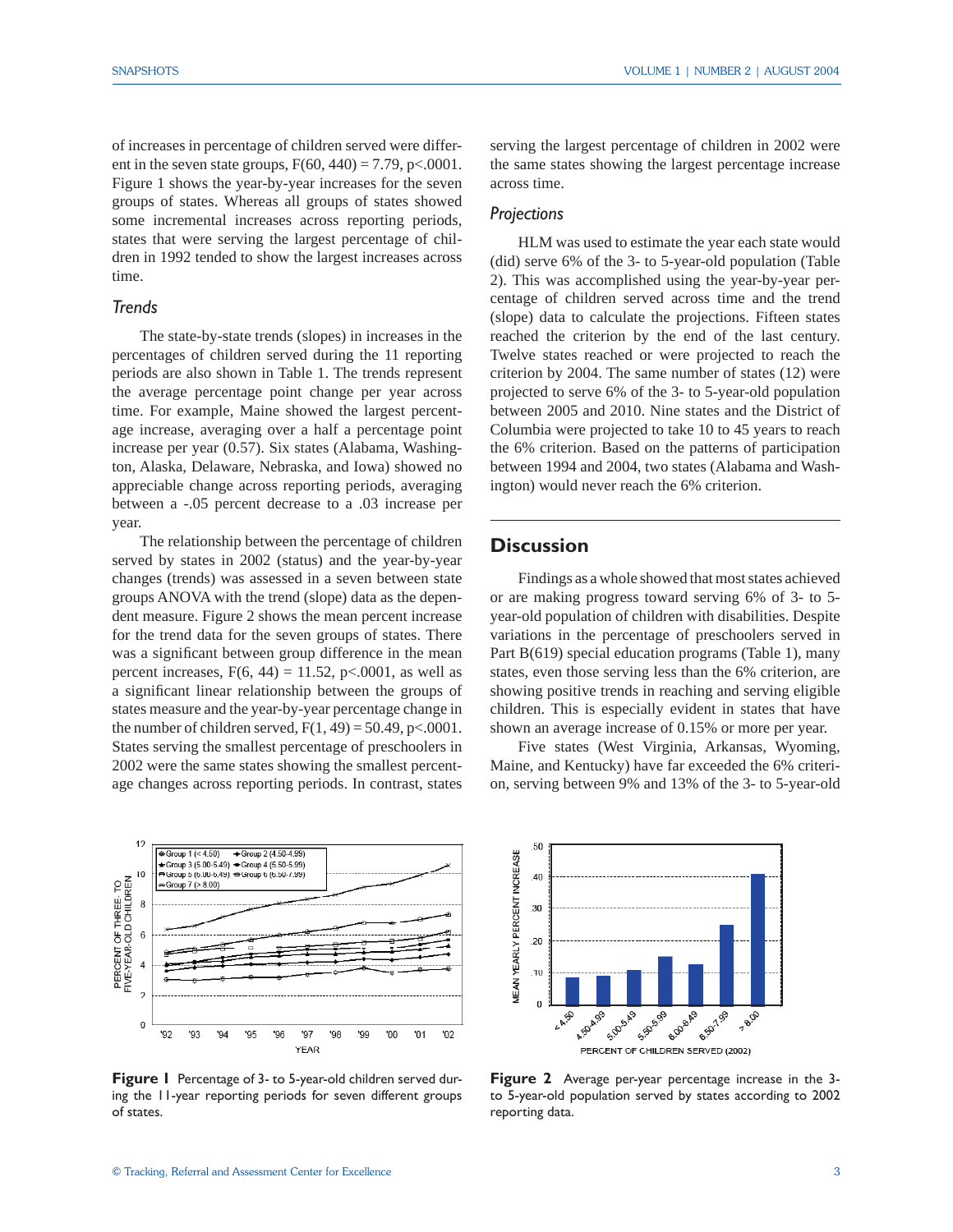of increases in percentage of children served were different in the seven state groups, $F(60, 440) = 7.79$, $p<.0001$. Figure 1 shows the year-by-year increases for the seven groups of states. Whereas all groups of states showed some incremental increases across reporting periods, states that were serving the largest percentage of children in 1992 tended to show the largest increases across time.

### Trends

The state-by-state trends (slopes) in increases in the percentages of children served during the 11 reporting periods are also shown in Table 1. The trends represent the average percentage point change per year across time. For example, Maine showed the largest percentage increase, averaging over a half a percentage point increase per year (0.57). Six states (Alabama, Washington, Alaska, Delaware, Nebraska, and Iowa) showed no appreciable change across reporting periods, averaging between a -.05 percent decrease to a .03 increase per year.

The relationship between the percentage of children served by states in 2002 (status) and the year-by-year changes (trends) was assessed in a seven between state groups ANOVA with the trend (slope) data as the dependent measure. Figure 2 shows the mean percent increase for the trend data for the seven groups of states. There was a significant between group difference in the mean percent increases, $F(6, 44) = 11.52$, $p<.0001$, as well as a significant linear relationship between the groups of states measure and the year-by-year percentage change in the number of children served, $F(1, 49) = 50.49$, $p<.0001$. States serving the smallest percentage of preschoolers in 2002 were the same states showing the smallest percentage changes across reporting periods. In contrast, states serving the largest percentage of children in 2002 were the same states showing the largest percentage increase across time.

### Projections

HLM was used to estimate the year each state would (did) serve 6% of the 3- to 5-year-old population (Table 2). This was accomplished using the year-by-year percentage of children served across time and the trend (slope) data to calculate the projections. Fifteen states reached the criterion by the end of the last century. Twelve states reached or were projected to reach the criterion by 2004. The same number of states (12) were projected to serve 6% of the 3- to 5-year-old population between 2005 and 2010. Nine states and the District of Columbia were projected to take 10 to 45 years to reach the 6% criterion. Based on the patterns of participation between 1994 and 2004, two states (Alabama and Washington) would never reach the 6% criterion.

## Discussion

Findings as a whole showed that most states achieved or are making progress toward serving 6% of 3- to 5-year-old population of children with disabilities. Despite variations in the percentage of preschoolers served in Part B(619) special education programs (Table 1), many states, even those serving less than the 6% criterion, are showing positive trends in reaching and serving eligible children. This is especially evident in states that have shown an average increase of 0.15% or more per year.

Five states (West Virginia, Arkansas, Wyoming, Maine, and Kentucky) have far exceeded the 6% criterion, serving between 9% and 13% of the 3- to 5-year-old

**Figure 1** Percentage of 3- to 5-year-old children served during the 11-year reporting periods for seven different groups of states.

**Figure 2** Average per-year percentage increase in the 3- to 5-year-old population served by states according to 2002 reporting data.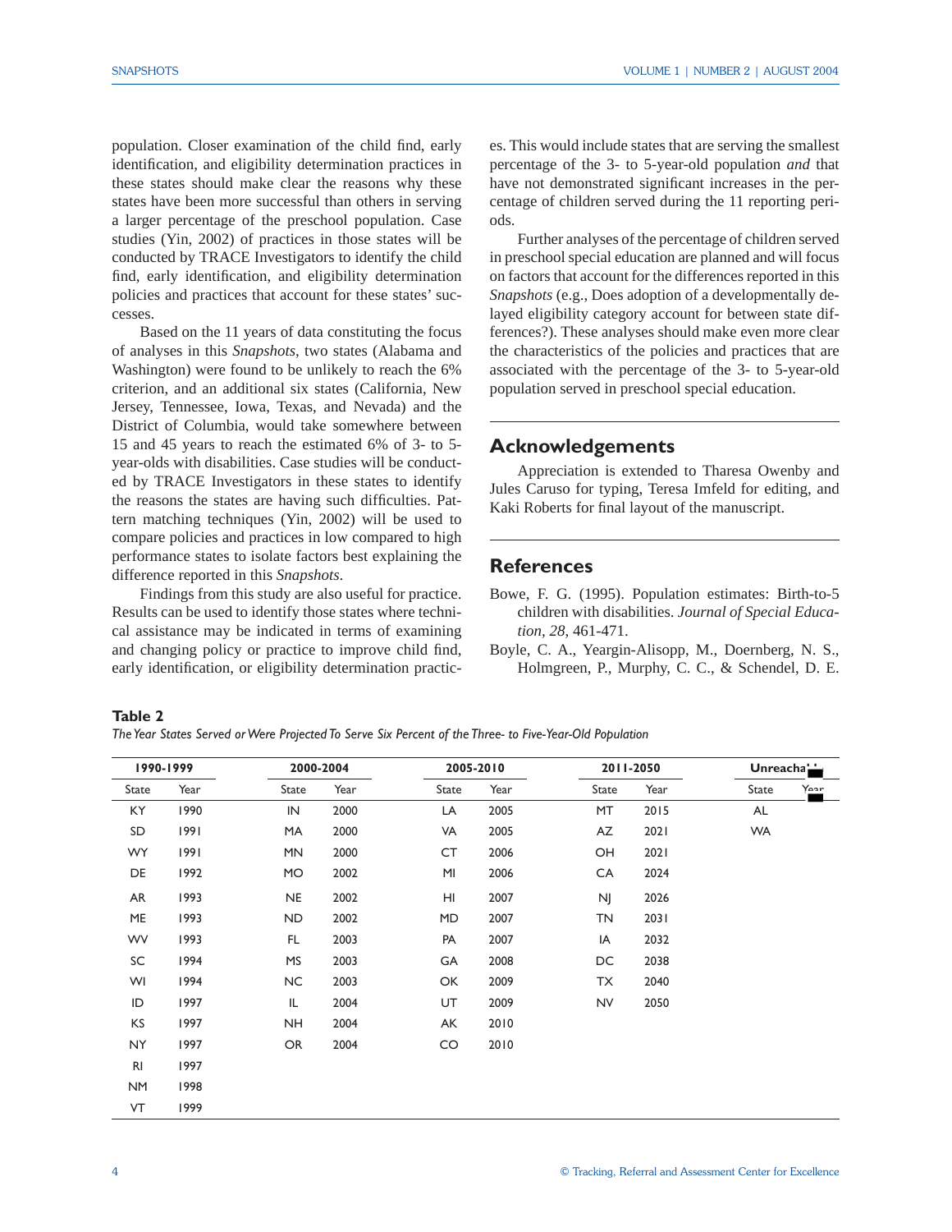population. Closer examination of the child find, early identification, and eligibility determination practices in these states should make clear the reasons why these states have been more successful than others in serving a larger percentage of the preschool population. Case studies (Yin, 2002) of practices in those states will be conducted by TRACE Investigators to identify the child find, early identification, and eligibility determination policies and practices that account for these states' successes.

Based on the 11 years of data constituting the focus of analyses in this *Snapshots*, two states (Alabama and Washington) were found to be unlikely to reach the 6% criterion, and an additional six states (California, New Jersey, Tennessee, Iowa, Texas, and Nevada) and the District of Columbia, would take somewhere between 15 and 45 years to reach the estimated 6% of 3- to 5-year-olds with disabilities. Case studies will be conducted by TRACE Investigators in these states to identify the reasons the states are having such difficulties. Pattern matching techniques (Yin, 2002) will be used to compare policies and practices in low compared to high performance states to isolate factors best explaining the difference reported in this *Snapshots*.

Findings from this study are also useful for practice. Results can be used to identify those states where technical assistance may be indicated in terms of examining and changing policy or practice to improve child find, early identification, or eligibility determination practices. This would include states that are serving the smallest percentage of the 3- to 5-year-old population *and* that have not demonstrated significant increases in the percentage of children served during the 11 reporting periods.

Further analyses of the percentage of children served in preschool special education are planned and will focus on factors that account for the differences reported in this *Snapshots* (e.g., Does adoption of a developmentally delayed eligibility category account for between state differences?). These analyses should make even more clear the characteristics of the policies and practices that are associated with the percentage of the 3- to 5-year-old population served in preschool special education.

## Acknowledgements

Appreciation is extended to Tharesa Owenby and Jules Caruso for typing, Teresa Imfeld for editing, and Kaki Roberts for final layout of the manuscript.

## References

Bowe, F. G. (1995). Population estimates: Birth-to-5 children with disabilities. *Journal of Special Education, 28*, 461-471.

Boyle, C. A., Yeargin-Alisopp, M., Doernberg, N. S., Holmgreen, P., Murphy, C. C., & Schendel, D. E.

**Table 2**

*The Year States Served or Were Projected To Serve Six Percent of the Three- to Five-Year-Old Population*

| 1990-1999 | | 2000-2004 | | 2005-2010 | | 2011-2050 | | Unreachable | |
|---|---|---|---|---|---|---|---|---|---|
| State | Year | State | Year | State | Year | State | Year | State | Year |
| KY | 1990 | IN | 2000 | LA | 2005 | MT | 2015 | AL | |
| SD | 1991 | MA | 2000 | VA | 2005 | AZ | 2021 | WA | |
| WY | 1991 | MN | 2000 | CT | 2006 | OH | 2021 | | |
| DE | 1992 | MO | 2002 | MI | 2006 | CA | 2024 | | |
| AR | 1993 | NE | 2002 | HI | 2007 | NJ | 2026 | | |
| ME | 1993 | ND | 2002 | MD | 2007 | TN | 2031 | | |
| WV | 1993 | FL | 2003 | PA | 2007 | IA | 2032 | | |
| SC | 1994 | MS | 2003 | GA | 2008 | DC | 2038 | | |
| WI | 1994 | NC | 2003 | OK | 2009 | TX | 2040 | | |
| ID | 1997 | IL | 2004 | UT | 2009 | NV | 2050 | | |
| KS | 1997 | NH | 2004 | AK | 2010 | | | | |
| NY | 1997 | OR | 2004 | CO | 2010 | | | | |
| RI | 1997 | | | | | | | | |
| NM | 1998 | | | | | | | | |
| VT | 1999 | | | | | | | | |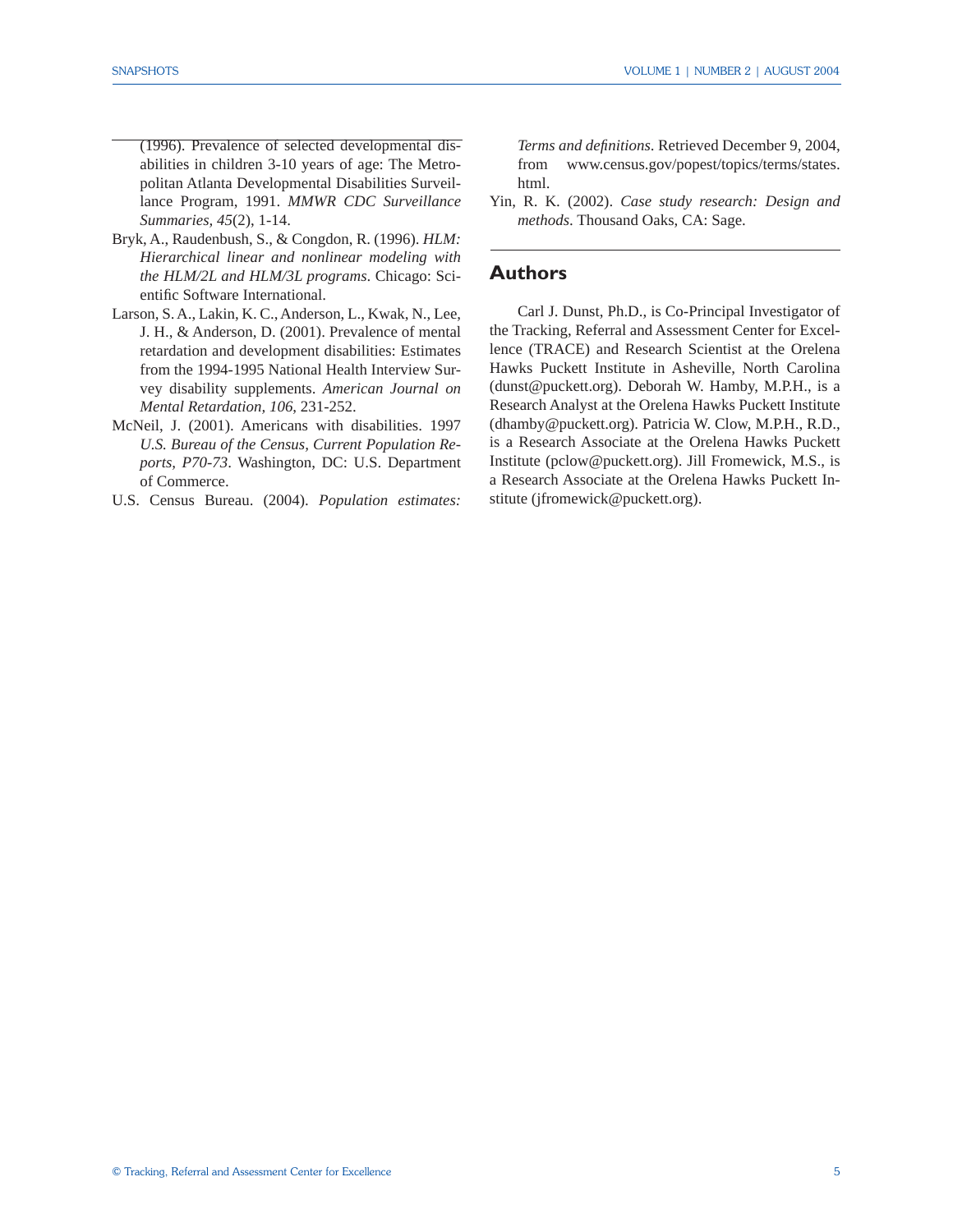(1996). Prevalence of selected developmental disabilities in children 3-10 years of age: The Metropolitan Atlanta Developmental Disabilities Surveillance Program, 1991. *MMWR CDC Surveillance Summaries, 45*(2), 1-14.

Bryk, A., Raudenbush, S., & Congdon, R. (1996). *HLM: Hierarchical linear and nonlinear modeling with the HLM/2L and HLM/3L programs*. Chicago: Scientific Software International.

Larson, S. A., Lakin, K. C., Anderson, L., Kwak, N., Lee, J. H., & Anderson, D. (2001). Prevalence of mental retardation and development disabilities: Estimates from the 1994-1995 National Health Interview Survey disability supplements. *American Journal on Mental Retardation, 106*, 231-252.

McNeil, J. (2001). Americans with disabilities. 1997 *U.S. Bureau of the Census, Current Population Reports, P70-73*. Washington, DC: U.S. Department of Commerce.

U.S. Census Bureau. (2004). *Population estimates: Terms and definitions*. Retrieved December 9, 2004, from www.census.gov/popest/topics/terms/states.html.

Yin, R. K. (2002). *Case study research: Design and methods*. Thousand Oaks, CA: Sage.

## Authors

Carl J. Dunst, Ph.D., is Co-Principal Investigator of the Tracking, Referral and Assessment Center for Excellence (TRACE) and Research Scientist at the Orelena Hawks Puckett Institute in Asheville, North Carolina (dunst@puckett.org). Deborah W. Hamby, M.P.H., is a Research Analyst at the Orelena Hawks Puckett Institute (dhamby@puckett.org). Patricia W. Clow, M.P.H., R.D., is a Research Associate at the Orelena Hawks Puckett Institute (pclow@puckett.org). Jill Fromewick, M.S., is a Research Associate at the Orelena Hawks Puckett Institute (jfromewick@puckett.org).